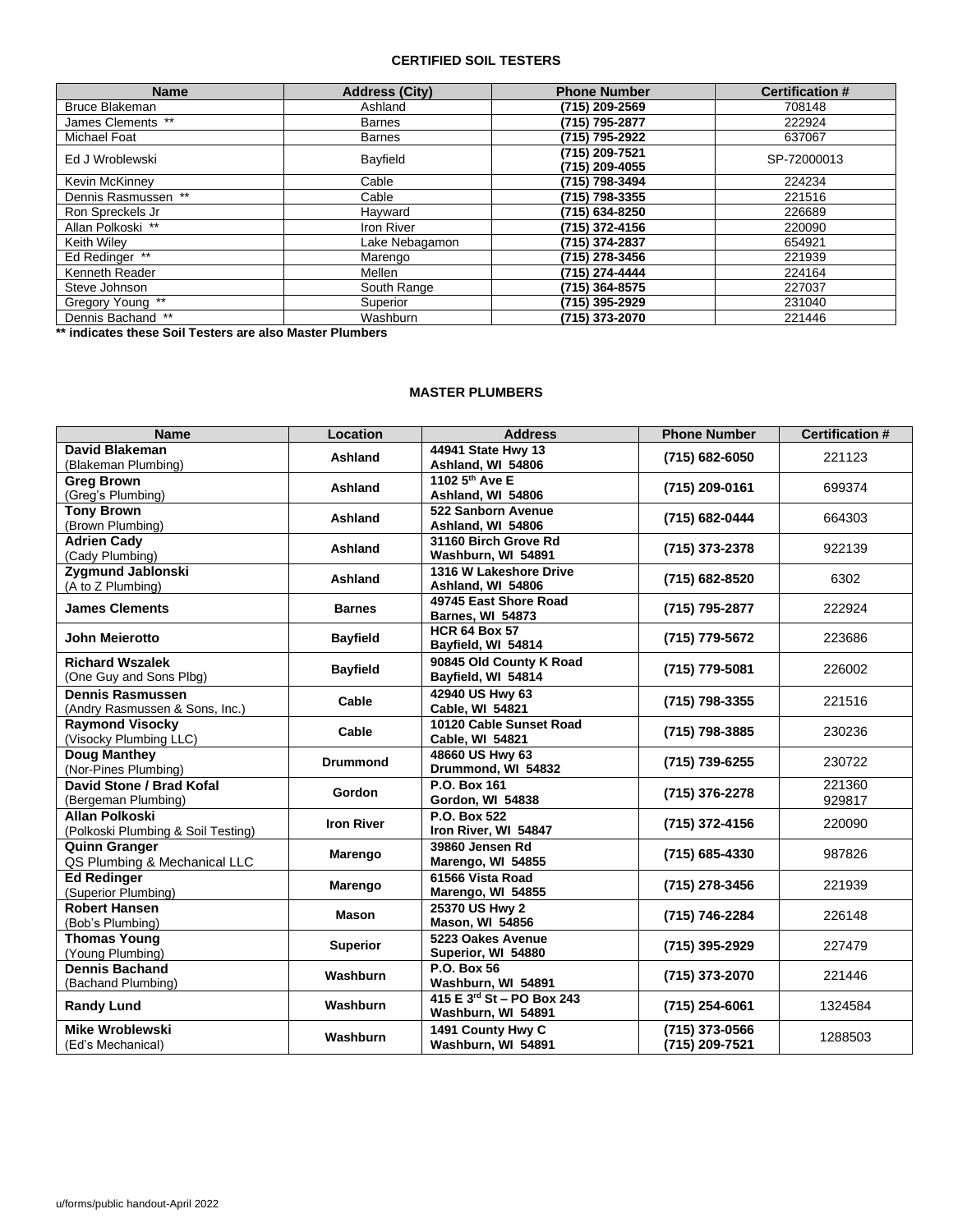## CERTIFIED SOIL TESTERS

| Name | Address (City) | Phone Number | Certification # |
|---|---|---|---|
| Bruce Blakeman | Ashland | **(715) 209-2569** | 708148 |
| James Clements ** | Barnes | **(715) 795-2877** | 222924 |
| Michael Foat | Barnes | **(715) 795-2922** | 637067 |
| Ed J Wroblewski | Bayfield | **(715) 209-7521**<br>**(715) 209-4055** | SP-72000013 |
| Kevin McKinney | Cable | **(715) 798-3494** | 224234 |
| Dennis Rasmussen ** | Cable | **(715) 798-3355** | 221516 |
| Ron Spreckels Jr | Hayward | **(715) 634-8250** | 226689 |
| Allan Polkoski ** | Iron River | **(715) 372-4156** | 220090 |
| Keith Wiley | Lake Nebagamon | **(715) 374-2837** | 654921 |
| Ed Redinger ** | Marengo | **(715) 278-3456** | 221939 |
| Kenneth Reader | Mellen | **(715) 274-4444** | 224164 |
| Steve Johnson | South Range | **(715) 364-8575** | 227037 |
| Gregory Young ** | Superior | **(715) 395-2929** | 231040 |
| Dennis Bachand ** | Washburn | **(715) 373-2070** | 221446 |

**** indicates these Soil Testers are also Master Plumbers**

## MASTER PLUMBERS

| Name | Location | Address | Phone Number | Certification # |
|---|---|---|---|---|
| **David Blakeman**<br>(Blakeman Plumbing) | **Ashland** | **44941 State Hwy 13**<br>**Ashland, WI 54806** | **(715) 682-6050** | 221123 |
| **Greg Brown**<br>(Greg's Plumbing) | **Ashland** | **1102 5th Ave E**<br>**Ashland, WI 54806** | **(715) 209-0161** | 699374 |
| **Tony Brown**<br>(Brown Plumbing) | **Ashland** | **522 Sanborn Avenue**<br>**Ashland, WI 54806** | **(715) 682-0444** | 664303 |
| **Adrien Cady**<br>(Cady Plumbing) | **Ashland** | **31160 Birch Grove Rd**<br>**Washburn, WI 54891** | **(715) 373-2378** | 922139 |
| **Zygmund Jablonski**<br>(A to Z Plumbing) | **Ashland** | **1316 W Lakeshore Drive**<br>**Ashland, WI 54806** | **(715) 682-8520** | 6302 |
| **James Clements** | **Barnes** | **49745 East Shore Road**<br>**Barnes, WI 54873** | **(715) 795-2877** | 222924 |
| **John Meierotto** | **Bayfield** | **HCR 64 Box 57**<br>**Bayfield, WI 54814** | **(715) 779-5672** | 223686 |
| **Richard Wszalek**<br>(One Guy and Sons Plbg) | **Bayfield** | **90845 Old County K Road**<br>**Bayfield, WI 54814** | **(715) 779-5081** | 226002 |
| **Dennis Rasmussen**<br>(Andry Rasmussen & Sons, Inc.) | **Cable** | **42940 US Hwy 63**<br>**Cable, WI 54821** | **(715) 798-3355** | 221516 |
| **Raymond Visocky**<br>(Visocky Plumbing LLC) | **Cable** | **10120 Cable Sunset Road**<br>**Cable, WI 54821** | **(715) 798-3885** | 230236 |
| **Doug Manthey**<br>(Nor-Pines Plumbing) | **Drummond** | **48660 US Hwy 63**<br>**Drummond, WI 54832** | **(715) 739-6255** | 230722 |
| **David Stone / Brad Kofal**<br>(Bergeman Plumbing) | **Gordon** | **P.O. Box 161**<br>**Gordon, WI 54838** | **(715) 376-2278** | 221360<br>929817 |
| **Allan Polkoski**<br>(Polkoski Plumbing & Soil Testing) | **Iron River** | **P.O. Box 522**<br>**Iron River, WI 54847** | **(715) 372-4156** | 220090 |
| **Quinn Granger**<br>QS Plumbing & Mechanical LLC | **Marengo** | **39860 Jensen Rd**<br>**Marengo, WI 54855** | **(715) 685-4330** | 987826 |
| **Ed Redinger**<br>(Superior Plumbing) | **Marengo** | **61566 Vista Road**<br>**Marengo, WI 54855** | **(715) 278-3456** | 221939 |
| **Robert Hansen**<br>(Bob's Plumbing) | **Mason** | **25370 US Hwy 2**<br>**Mason, WI 54856** | **(715) 746-2284** | 226148 |
| **Thomas Young**<br>(Young Plumbing) | **Superior** | **5223 Oakes Avenue**<br>**Superior, WI 54880** | **(715) 395-2929** | 227479 |
| **Dennis Bachand**<br>(Bachand Plumbing) | **Washburn** | **P.O. Box 56**<br>**Washburn, WI 54891** | **(715) 373-2070** | 221446 |
| **Randy Lund** | **Washburn** | **415 E 3rd St – PO Box 243**<br>**Washburn, WI 54891** | **(715) 254-6061** | 1324584 |
| **Mike Wroblewski**<br>(Ed's Mechanical) | **Washburn** | **1491 County Hwy C**<br>**Washburn, WI 54891** | **(715) 373-0566**<br>**(715) 209-7521** | 1288503 |

u/forms/public handout-April 2022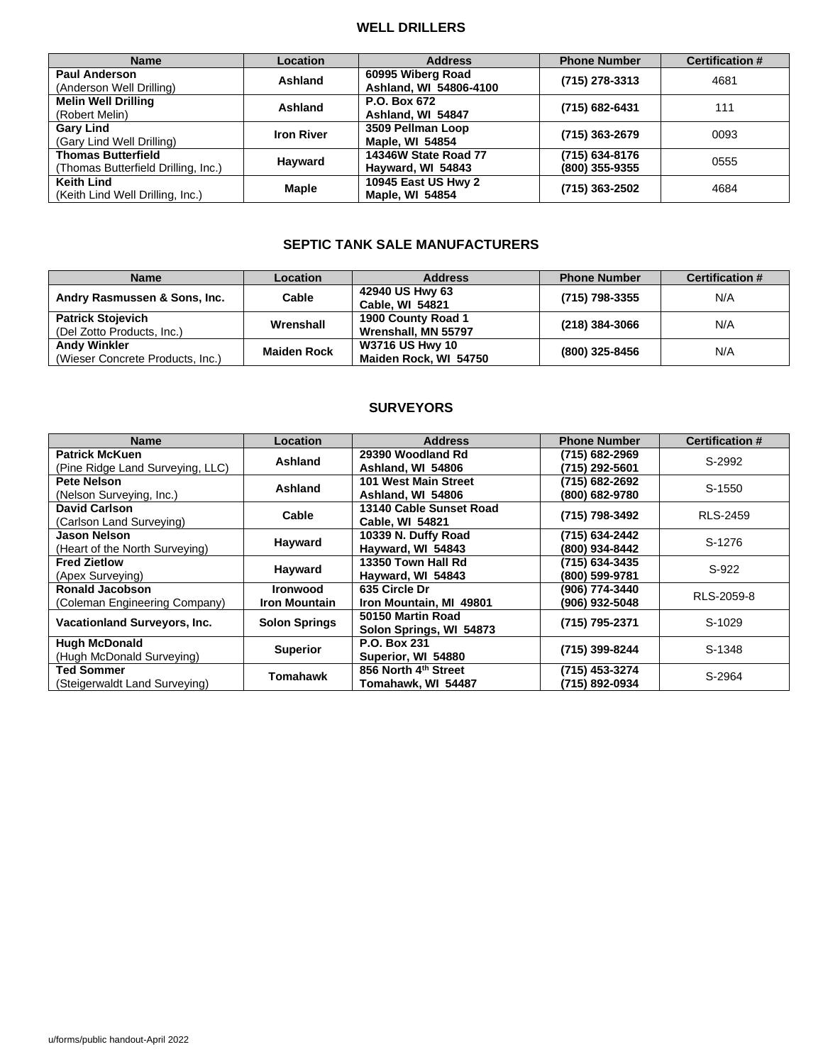## WELL DRILLERS

| Name | Location | Address | Phone Number | Certification # |
|---|---|---|---|---|
| **Paul Anderson** (Anderson Well Drilling) | **Ashland** | **60995 Wiberg Road Ashland, WI 54806-4100** | **(715) 278-3313** | 4681 |
| **Melin Well Drilling** (Robert Melin) | **Ashland** | **P.O. Box 672 Ashland, WI 54847** | **(715) 682-6431** | 111 |
| **Gary Lind** (Gary Lind Well Drilling) | **Iron River** | **3509 Pellman Loop Maple, WI 54854** | **(715) 363-2679** | 0093 |
| **Thomas Butterfield** (Thomas Butterfield Drilling, Inc.) | **Hayward** | **14346W State Road 77 Hayward, WI 54843** | **(715) 634-8176 (800) 355-9355** | 0555 |
| **Keith Lind** (Keith Lind Well Drilling, Inc.) | **Maple** | **10945 East US Hwy 2 Maple, WI 54854** | **(715) 363-2502** | 4684 |

## SEPTIC TANK SALE MANUFACTURERS

| Name | Location | Address | Phone Number | Certification # |
|---|---|---|---|---|
| **Andry Rasmussen & Sons, Inc.** | **Cable** | **42940 US Hwy 63 Cable, WI 54821** | **(715) 798-3355** | N/A |
| **Patrick Stojevich** (Del Zotto Products, Inc.) | **Wrenshall** | **1900 County Road 1 Wrenshall, MN 55797** | **(218) 384-3066** | N/A |
| **Andy Winkler** (Wieser Concrete Products, Inc.) | **Maiden Rock** | **W3716 US Hwy 10 Maiden Rock, WI 54750** | **(800) 325-8456** | N/A |

## SURVEYORS

| Name | Location | Address | Phone Number | Certification # |
|---|---|---|---|---|
| **Patrick McKuen** (Pine Ridge Land Surveying, LLC) | **Ashland** | **29390 Woodland Rd Ashland, WI 54806** | **(715) 682-2969 (715) 292-5601** | S-2992 |
| **Pete Nelson** (Nelson Surveying, Inc.) | **Ashland** | **101 West Main Street Ashland, WI 54806** | **(715) 682-2692 (800) 682-9780** | S-1550 |
| **David Carlson** (Carlson Land Surveying) | **Cable** | **13140 Cable Sunset Road Cable, WI 54821** | **(715) 798-3492** | RLS-2459 |
| **Jason Nelson** (Heart of the North Surveying) | **Hayward** | **10339 N. Duffy Road Hayward, WI 54843** | **(715) 634-2442 (800) 934-8442** | S-1276 |
| **Fred Zietlow** (Apex Surveying) | **Hayward** | **13350 Town Hall Rd Hayward, WI 54843** | **(715) 634-3435 (800) 599-9781** | S-922 |
| **Ronald Jacobson** (Coleman Engineering Company) | **Ironwood Iron Mountain** | **635 Circle Dr Iron Mountain, MI 49801** | **(906) 774-3440 (906) 932-5048** | RLS-2059-8 |
| **Vacationland Surveyors, Inc.** | **Solon Springs** | **50150 Martin Road Solon Springs, WI 54873** | **(715) 795-2371** | S-1029 |
| **Hugh McDonald** (Hugh McDonald Surveying) | **Superior** | **P.O. Box 231 Superior, WI 54880** | **(715) 399-8244** | S-1348 |
| **Ted Sommer** (Steigerwaldt Land Surveying) | **Tomahawk** | **856 North 4th Street Tomahawk, WI 54487** | **(715) 453-3274 (715) 892-0934** | S-2964 |

u/forms/public handout-April 2022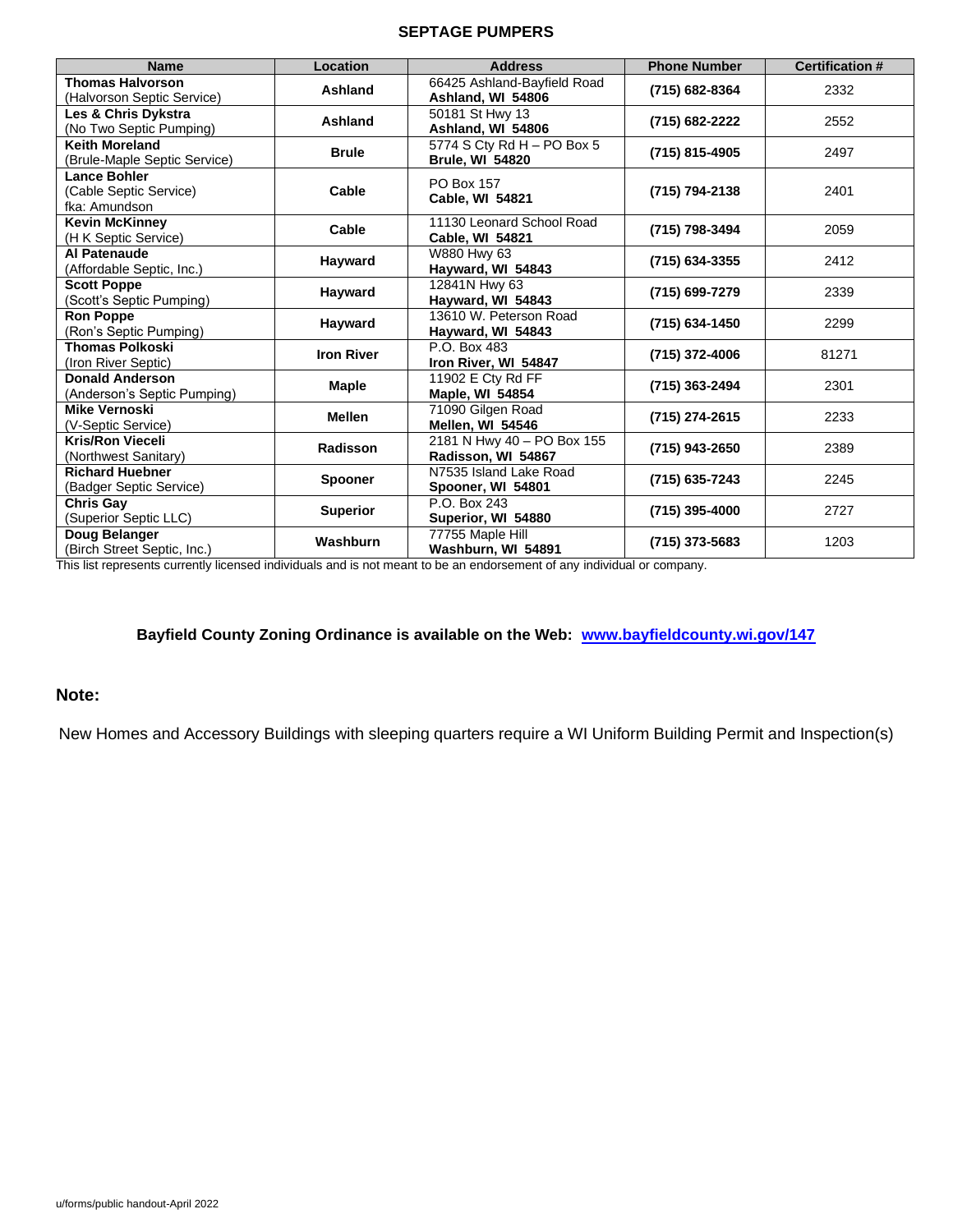## SEPTAGE PUMPERS

| Name | Location | Address | Phone Number | Certification # |
|---|---|---|---|---|
| **Thomas Halvorson** (Halvorson Septic Service) | **Ashland** | 66425 Ashland-Bayfield Road **Ashland, WI 54806** | **(715) 682-8364** | 2332 |
| **Les & Chris Dykstra** (No Two Septic Pumping) | **Ashland** | 50181 St Hwy 13 **Ashland, WI 54806** | **(715) 682-2222** | 2552 |
| **Keith Moreland** (Brule-Maple Septic Service) | **Brule** | 5774 S Cty Rd H – PO Box 5 **Brule, WI 54820** | **(715) 815-4905** | 2497 |
| **Lance Bohler** (Cable Septic Service) fka: Amundson | **Cable** | PO Box 157 **Cable, WI 54821** | **(715) 794-2138** | 2401 |
| **Kevin McKinney** (H K Septic Service) | **Cable** | 11130 Leonard School Road **Cable, WI 54821** | **(715) 798-3494** | 2059 |
| **Al Patenaude** (Affordable Septic, Inc.) | **Hayward** | W880 Hwy 63 **Hayward, WI 54843** | **(715) 634-3355** | 2412 |
| **Scott Poppe** (Scott's Septic Pumping) | **Hayward** | 12841N Hwy 63 **Hayward, WI 54843** | **(715) 699-7279** | 2339 |
| **Ron Poppe** (Ron's Septic Pumping) | **Hayward** | 13610 W. Peterson Road **Hayward, WI 54843** | **(715) 634-1450** | 2299 |
| **Thomas Polkoski** (Iron River Septic) | **Iron River** | P.O. Box 483 **Iron River, WI 54847** | **(715) 372-4006** | 81271 |
| **Donald Anderson** (Anderson's Septic Pumping) | **Maple** | 11902 E Cty Rd FF **Maple, WI 54854** | **(715) 363-2494** | 2301 |
| **Mike Vernoski** (V-Septic Service) | **Mellen** | 71090 Gilgen Road **Mellen, WI 54546** | **(715) 274-2615** | 2233 |
| **Kris/Ron Vieceli** (Northwest Sanitary) | **Radisson** | 2181 N Hwy 40 – PO Box 155 **Radisson, WI 54867** | **(715) 943-2650** | 2389 |
| **Richard Huebner** (Badger Septic Service) | **Spooner** | N7535 Island Lake Road **Spooner, WI 54801** | **(715) 635-7243** | 2245 |
| **Chris Gay** (Superior Septic LLC) | **Superior** | P.O. Box 243 **Superior, WI 54880** | **(715) 395-4000** | 2727 |
| **Doug Belanger** (Birch Street Septic, Inc.) | **Washburn** | 77755 Maple Hill **Washburn, WI 54891** | **(715) 373-5683** | 1203 |

This list represents currently licensed individuals and is not meant to be an endorsement of any individual or company.

**Bayfield County Zoning Ordinance is available on the Web: [www.bayfieldcounty.wi.gov/147](http://www.bayfieldcounty.wi.gov/147)**

### Note:

New Homes and Accessory Buildings with sleeping quarters require a WI Uniform Building Permit and Inspection(s)

u/forms/public handout-April 2022